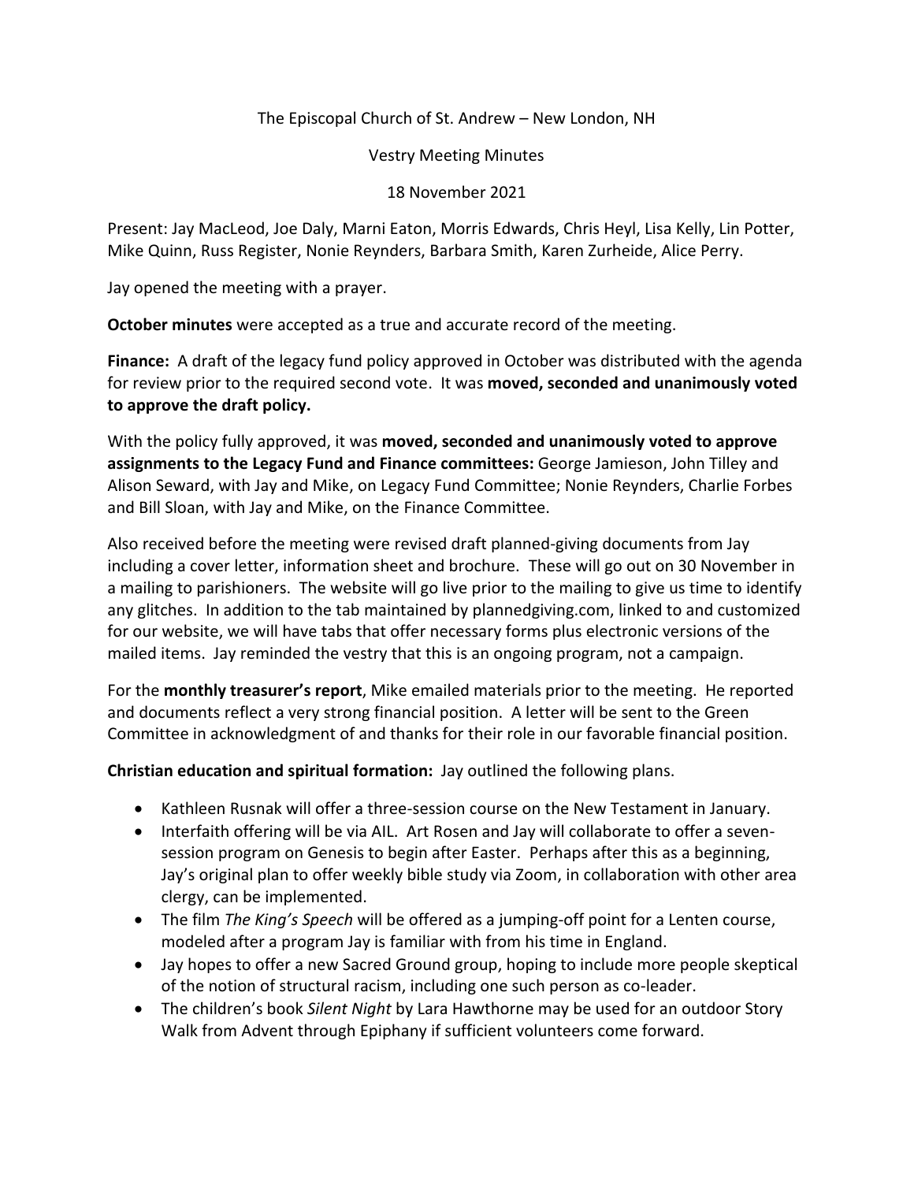The Episcopal Church of St. Andrew – New London, NH

Vestry Meeting Minutes

18 November 2021

Present: Jay MacLeod, Joe Daly, Marni Eaton, Morris Edwards, Chris Heyl, Lisa Kelly, Lin Potter, Mike Quinn, Russ Register, Nonie Reynders, Barbara Smith, Karen Zurheide, Alice Perry.

Jay opened the meeting with a prayer.

**October minutes** were accepted as a true and accurate record of the meeting.

**Finance:** A draft of the legacy fund policy approved in October was distributed with the agenda for review prior to the required second vote. It was **moved, seconded and unanimously voted to approve the draft policy.**

With the policy fully approved, it was **moved, seconded and unanimously voted to approve assignments to the Legacy Fund and Finance committees:** George Jamieson, John Tilley and Alison Seward, with Jay and Mike, on Legacy Fund Committee; Nonie Reynders, Charlie Forbes and Bill Sloan, with Jay and Mike, on the Finance Committee.

Also received before the meeting were revised draft planned-giving documents from Jay including a cover letter, information sheet and brochure. These will go out on 30 November in a mailing to parishioners. The website will go live prior to the mailing to give us time to identify any glitches. In addition to the tab maintained by plannedgiving.com, linked to and customized for our website, we will have tabs that offer necessary forms plus electronic versions of the mailed items. Jay reminded the vestry that this is an ongoing program, not a campaign.

For the **monthly treasurer's report**, Mike emailed materials prior to the meeting. He reported and documents reflect a very strong financial position. A letter will be sent to the Green Committee in acknowledgment of and thanks for their role in our favorable financial position.

**Christian education and spiritual formation:** Jay outlined the following plans.

- Kathleen Rusnak will offer a three-session course on the New Testament in January.
- Interfaith offering will be via AIL. Art Rosen and Jay will collaborate to offer a seven-session program on Genesis to begin after Easter. Perhaps after this as a beginning, Jay's original plan to offer weekly bible study via Zoom, in collaboration with other area clergy, can be implemented.
- The film *The King's Speech* will be offered as a jumping-off point for a Lenten course, modeled after a program Jay is familiar with from his time in England.
- Jay hopes to offer a new Sacred Ground group, hoping to include more people skeptical of the notion of structural racism, including one such person as co-leader.
- The children's book *Silent Night* by Lara Hawthorne may be used for an outdoor Story Walk from Advent through Epiphany if sufficient volunteers come forward.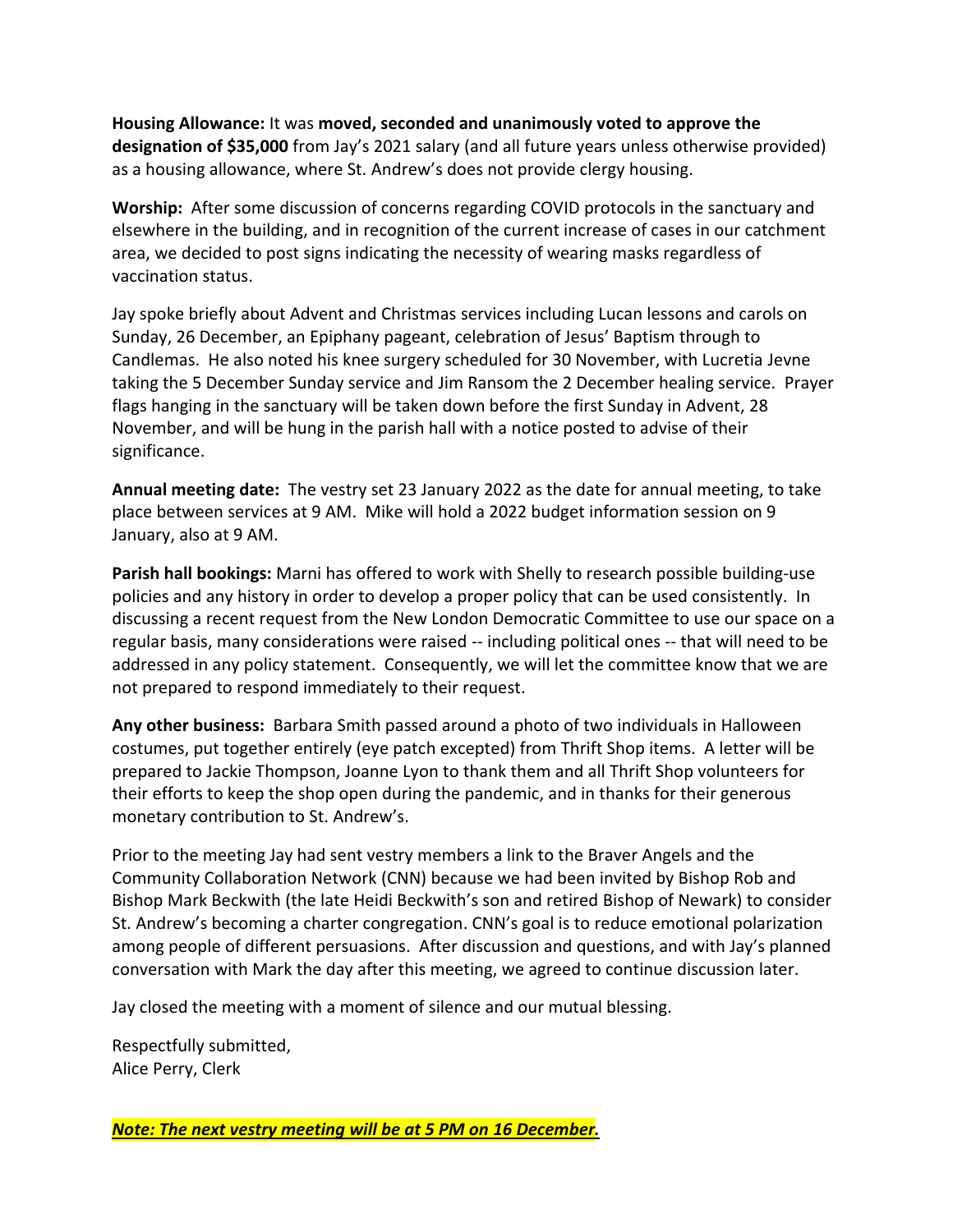**Housing Allowance:** It was **moved, seconded and unanimously voted to approve the designation of $35,000** from Jay's 2021 salary (and all future years unless otherwise provided) as a housing allowance, where St. Andrew's does not provide clergy housing.

**Worship:** After some discussion of concerns regarding COVID protocols in the sanctuary and elsewhere in the building, and in recognition of the current increase of cases in our catchment area, we decided to post signs indicating the necessity of wearing masks regardless of vaccination status.

Jay spoke briefly about Advent and Christmas services including Lucan lessons and carols on Sunday, 26 December, an Epiphany pageant, celebration of Jesus' Baptism through to Candlemas. He also noted his knee surgery scheduled for 30 November, with Lucretia Jevne taking the 5 December Sunday service and Jim Ransom the 2 December healing service. Prayer flags hanging in the sanctuary will be taken down before the first Sunday in Advent, 28 November, and will be hung in the parish hall with a notice posted to advise of their significance.

**Annual meeting date:** The vestry set 23 January 2022 as the date for annual meeting, to take place between services at 9 AM. Mike will hold a 2022 budget information session on 9 January, also at 9 AM.

**Parish hall bookings:** Marni has offered to work with Shelly to research possible building-use policies and any history in order to develop a proper policy that can be used consistently. In discussing a recent request from the New London Democratic Committee to use our space on a regular basis, many considerations were raised -- including political ones -- that will need to be addressed in any policy statement. Consequently, we will let the committee know that we are not prepared to respond immediately to their request.

**Any other business:** Barbara Smith passed around a photo of two individuals in Halloween costumes, put together entirely (eye patch excepted) from Thrift Shop items. A letter will be prepared to Jackie Thompson, Joanne Lyon to thank them and all Thrift Shop volunteers for their efforts to keep the shop open during the pandemic, and in thanks for their generous monetary contribution to St. Andrew's.

Prior to the meeting Jay had sent vestry members a link to the Braver Angels and the Community Collaboration Network (CNN) because we had been invited by Bishop Rob and Bishop Mark Beckwith (the late Heidi Beckwith's son and retired Bishop of Newark) to consider St. Andrew's becoming a charter congregation. CNN's goal is to reduce emotional polarization among people of different persuasions. After discussion and questions, and with Jay's planned conversation with Mark the day after this meeting, we agreed to continue discussion later.

Jay closed the meeting with a moment of silence and our mutual blessing.

Respectfully submitted,
Alice Perry, Clerk

***Note: The next vestry meeting will be at 5 PM on 16 December.***